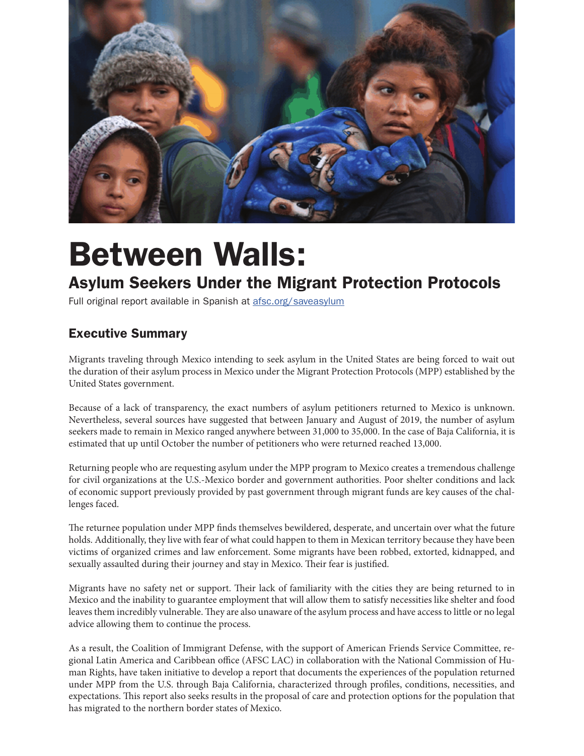# Between Walls:

## Asylum Seekers Under the Migrant Protection Protocols

Full original report available in Spanish at [afsc.org/saveasylum](afsc.org/saveasylum)

### Executive Summary

Migrants traveling through Mexico intending to seek asylum in the United States are being forced to wait out the duration of their asylum process in Mexico under the Migrant Protection Protocols (MPP) established by the United States government.

Because of a lack of transparency, the exact numbers of asylum petitioners returned to Mexico is unknown. Nevertheless, several sources have suggested that between January and August of 2019, the number of asylum seekers made to remain in Mexico ranged anywhere between 31,000 to 35,000. In the case of Baja California, it is estimated that up until October the number of petitioners who were returned reached 13,000.

Returning people who are requesting asylum under the MPP program to Mexico creates a tremendous challenge for civil organizations at the U.S.-Mexico border and government authorities. Poor shelter conditions and lack of economic support previously provided by past government through migrant funds are key causes of the challenges faced.

The returnee population under MPP finds themselves bewildered, desperate, and uncertain over what the future holds. Additionally, they live with fear of what could happen to them in Mexican territory because they have been victims of organized crimes and law enforcement. Some migrants have been robbed, extorted, kidnapped, and sexually assaulted during their journey and stay in Mexico. Their fear is justified.

Migrants have no safety net or support. Their lack of familiarity with the cities they are being returned to in Mexico and the inability to guarantee employment that will allow them to satisfy necessities like shelter and food leaves them incredibly vulnerable. They are also unaware of the asylum process and have access to little or no legal advice allowing them to continue the process.

As a result, the Coalition of Immigrant Defense, with the support of American Friends Service Committee, regional Latin America and Caribbean office (AFSC LAC) in collaboration with the National Commission of Human Rights, have taken initiative to develop a report that documents the experiences of the population returned under MPP from the U.S. through Baja California, characterized through profiles, conditions, necessities, and expectations. This report also seeks results in the proposal of care and protection options for the population that has migrated to the northern border states of Mexico.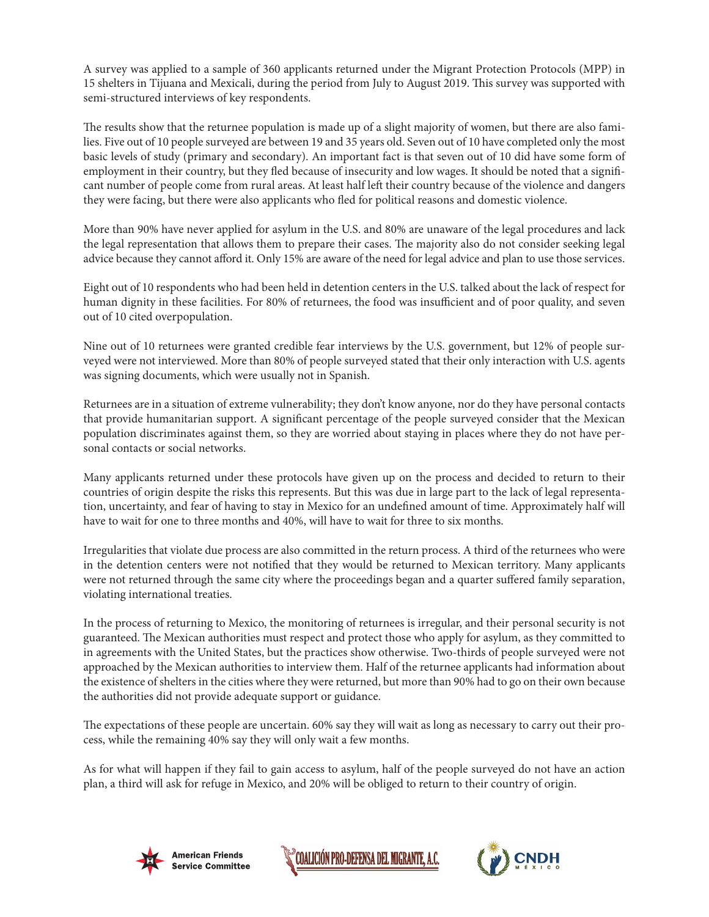A survey was applied to a sample of 360 applicants returned under the Migrant Protection Protocols (MPP) in 15 shelters in Tijuana and Mexicali, during the period from July to August 2019. This survey was supported with semi-structured interviews of key respondents.

The results show that the returnee population is made up of a slight majority of women, but there are also families. Five out of 10 people surveyed are between 19 and 35 years old. Seven out of 10 have completed only the most basic levels of study (primary and secondary). An important fact is that seven out of 10 did have some form of employment in their country, but they fled because of insecurity and low wages. It should be noted that a significant number of people come from rural areas. At least half left their country because of the violence and dangers they were facing, but there were also applicants who fled for political reasons and domestic violence.

More than 90% have never applied for asylum in the U.S. and 80% are unaware of the legal procedures and lack the legal representation that allows them to prepare their cases. The majority also do not consider seeking legal advice because they cannot afford it. Only 15% are aware of the need for legal advice and plan to use those services.

Eight out of 10 respondents who had been held in detention centers in the U.S. talked about the lack of respect for human dignity in these facilities. For 80% of returnees, the food was insufficient and of poor quality, and seven out of 10 cited overpopulation.

Nine out of 10 returnees were granted credible fear interviews by the U.S. government, but 12% of people surveyed were not interviewed. More than 80% of people surveyed stated that their only interaction with U.S. agents was signing documents, which were usually not in Spanish.

Returnees are in a situation of extreme vulnerability; they don't know anyone, nor do they have personal contacts that provide humanitarian support. A significant percentage of the people surveyed consider that the Mexican population discriminates against them, so they are worried about staying in places where they do not have personal contacts or social networks.

Many applicants returned under these protocols have given up on the process and decided to return to their countries of origin despite the risks this represents. But this was due in large part to the lack of legal representation, uncertainty, and fear of having to stay in Mexico for an undefined amount of time. Approximately half will have to wait for one to three months and 40%, will have to wait for three to six months.

Irregularities that violate due process are also committed in the return process. A third of the returnees who were in the detention centers were not notified that they would be returned to Mexican territory. Many applicants were not returned through the same city where the proceedings began and a quarter suffered family separation, violating international treaties.

In the process of returning to Mexico, the monitoring of returnees is irregular, and their personal security is not guaranteed. The Mexican authorities must respect and protect those who apply for asylum, as they committed to in agreements with the United States, but the practices show otherwise. Two-thirds of people surveyed were not approached by the Mexican authorities to interview them. Half of the returnee applicants had information about the existence of shelters in the cities where they were returned, but more than 90% had to go on their own because the authorities did not provide adequate support or guidance.

The expectations of these people are uncertain. 60% say they will wait as long as necessary to carry out their process, while the remaining 40% say they will only wait a few months.

As for what will happen if they fail to gain access to asylum, half of the people surveyed do not have an action plan, a third will ask for refuge in Mexico, and 20% will be obliged to return to their country of origin.

American Friends Service Committee

COALICIÓN PRO-DEFENSA DEL MIGRANTE, A.C.

CNDH MÉXICO